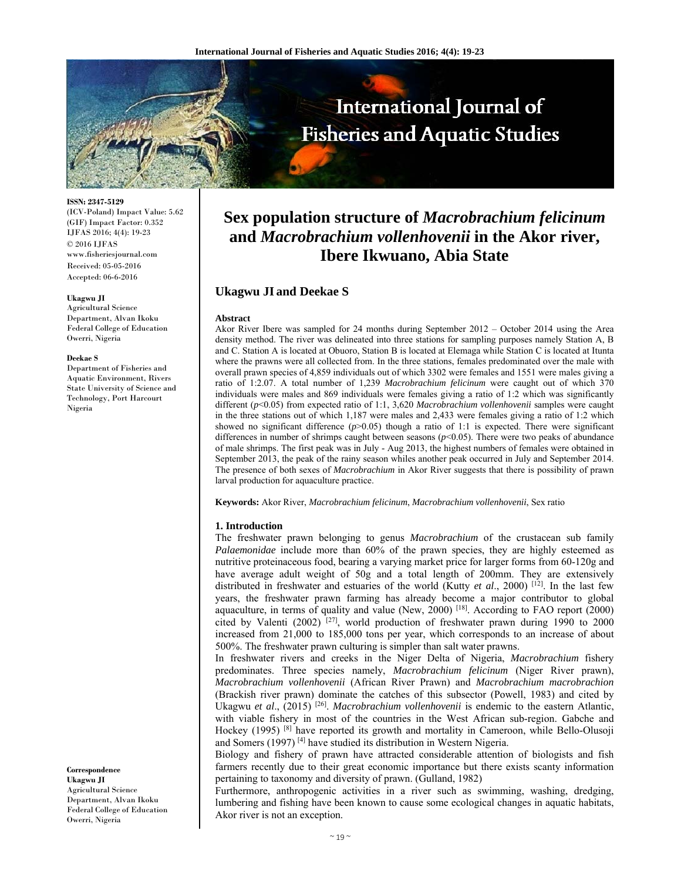**ISSN: 2347-5129**
(ICV-Poland) Impact Value: 5.62
(GIF) Impact Factor: 0.352
IJFAS 2016; 4(4): 19-23
© 2016 IJFAS
www.fisheriesjournal.com
Received: 05-05-2016
Accepted: 06-6-2016

**Ukagwu JI**
Agricultural Science Department, Alvan Ikoku Federal College of Education Owerri, Nigeria

**Deekae S**
Department of Fisheries and Aquatic Environment, Rivers State University of Science and Technology, Port Harcourt Nigeria

**Correspondence**
**Ukagwu JI**
Agricultural Science Department, Alvan Ikoku Federal College of Education Owerri, Nigeria

# Sex population structure of *Macrobrachium felicinum* and *Macrobrachium vollenhovenii* in the Akor river, Ibere Ikwuano, Abia State

## Ukagwu JI and Deekae S

### Abstract

Akor River Ibere was sampled for 24 months during September 2012 – October 2014 using the Area density method. The river was delineated into three stations for sampling purposes namely Station A, B and C. Station A is located at Obuoro, Station B is located at Elemaga while Station C is located at Itunta where the prawns were all collected from. In the three stations, females predominated over the male with overall prawn species of 4,859 individuals out of which 3302 were females and 1551 were males giving a ratio of 1:2.07. A total number of 1,239 *Macrobrachium felicinum* were caught out of which 370 individuals were males and 869 individuals were females giving a ratio of 1:2 which was significantly different ($p$<0.05) from expected ratio of 1:1, 3,620 *Macrobrachium vollenhovenii* samples were caught in the three stations out of which 1,187 were males and 2,433 were females giving a ratio of 1:2 which showed no significant difference ($p$>0.05) though a ratio of 1:1 is expected. There were significant differences in number of shrimps caught between seasons ($p$<0.05). There were two peaks of abundance of male shrimps. The first peak was in July - Aug 2013, the highest numbers of females were obtained in September 2013, the peak of the rainy season whiles another peak occurred in July and September 2014. The presence of both sexes of *Macrobrachium* in Akor River suggests that there is possibility of prawn larval production for aquaculture practice.

**Keywords:** Akor River, *Macrobrachium felicinum*, *Macrobrachium vollenhovenii*, Sex ratio

### 1. Introduction

The freshwater prawn belonging to genus *Macrobrachium* of the crustacean sub family *Palaemonidae* include more than 60% of the prawn species, they are highly esteemed as nutritive proteinaceous food, bearing a varying market price for larger forms from 60-120g and have average adult weight of 50g and a total length of 200mm. They are extensively distributed in freshwater and estuaries of the world (Kutty *et al*., 2000) [12]. In the last few years, the freshwater prawn farming has already become a major contributor to global aquaculture, in terms of quality and value (New, 2000) [18]. According to FAO report (2000) cited by Valenti (2002) [27], world production of freshwater prawn during 1990 to 2000 increased from 21,000 to 185,000 tons per year, which corresponds to an increase of about 500%. The freshwater prawn culturing is simpler than salt water prawns.

In freshwater rivers and creeks in the Niger Delta of Nigeria, *Macrobrachium* fishery predominates. Three species namely, *Macrobrachium felicinum* (Niger River prawn), *Macrobrachium vollenhovenii* (African River Prawn) and *Macrobrachium macrobrachion* (Brackish river prawn) dominate the catches of this subsector (Powell, 1983) and cited by Ukagwu *et al*., (2015) [26]. *Macrobrachium vollenhovenii* is endemic to the eastern Atlantic, with viable fishery in most of the countries in the West African sub-region. Gabche and Hockey (1995) [8] have reported its growth and mortality in Cameroon, while Bello-Olusoji and Somers (1997) [4] have studied its distribution in Western Nigeria.

Biology and fishery of prawn have attracted considerable attention of biologists and fish farmers recently due to their great economic importance but there exists scanty information pertaining to taxonomy and diversity of prawn. (Gulland, 1982)

Furthermore, anthropogenic activities in a river such as swimming, washing, dredging, lumbering and fishing have been known to cause some ecological changes in aquatic habitats, Akor river is not an exception.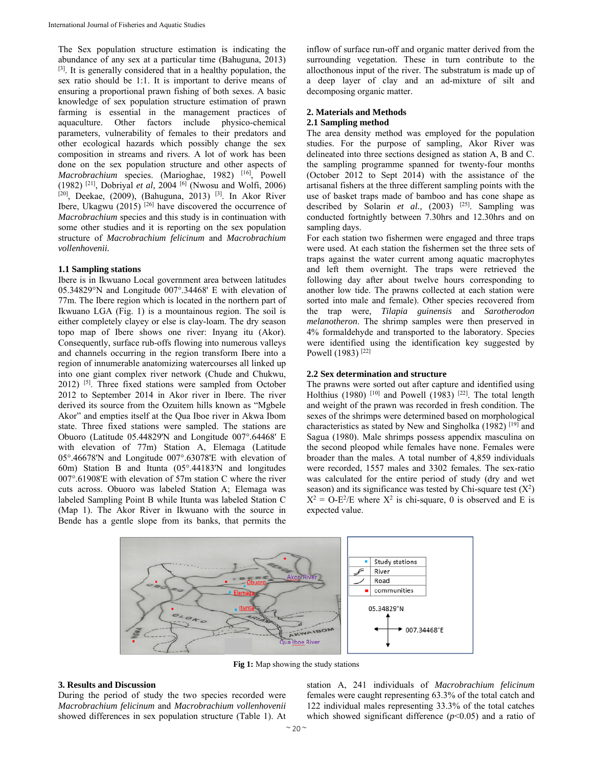The Sex population structure estimation is indicating the abundance of any sex at a particular time (Bahuguna, 2013) [3]. It is generally considered that in a healthy population, the sex ratio should be 1:1. It is important to derive means of ensuring a proportional prawn fishing of both sexes. A basic knowledge of sex population structure estimation of prawn farming is essential in the management practices of aquaculture. Other factors include physico-chemical parameters, vulnerability of females to their predators and other ecological hazards which possibly change the sex composition in streams and rivers. A lot of work has been done on the sex population structure and other aspects of *Macrobrachium* species. (Marioghae, 1982) [16], Powell (1982) [21], Dobriyal *et al*, 2004 [6] (Nwosu and Wolfi, 2006) [20], Deekae, (2009), (Bahuguna, 2013) [3]. In Akor River Ibere, Ukagwu (2015) [26] have discovered the occurrence of *Macrobrachium* species and this study is in continuation with some other studies and it is reporting on the sex population structure of *Macrobrachium felicinum* and *Macrobrachium vollenhovenii.*

### 1.1 Sampling stations

Ibere is in Ikwuano Local government area between latitudes 05.34829°N and Longitude 007°.34468' E with elevation of 77m. The Ibere region which is located in the northern part of Ikwuano LGA (Fig. 1) is a mountainous region. The soil is either completely clayey or else is clay-loam. The dry season topo map of Ibere shows one river: Inyang itu (Akor). Consequently, surface rub-offs flowing into numerous valleys and channels occurring in the region transform Ibere into a region of innumerable anatomizing watercourses all linked up into one giant complex river network (Chude and Chukwu, 2012) [5]. Three fixed stations were sampled from October 2012 to September 2014 in Akor river in Ibere. The river derived its source from the Ozuitem hills known as "Mgbele Akor" and empties itself at the Qua Iboe river in Akwa Ibom state. Three fixed stations were sampled. The stations are Obuoro (Latitude 05.44829'N and Longitude 007°.64468' E with elevation of 77m) Station A, Elemaga (Latitude 05°.46678'N and Longitude 007°.63078'E with elevation of 60m) Station B and Itunta (05°.44183'N and longitudes 007°.61908'E with elevation of 57m station C where the river cuts across. Obuoro was labeled Station A; Elemaga was labeled Sampling Point B while Itunta was labeled Station C (Map 1). The Akor River in Ikwuano with the source in Bende has a gentle slope from its banks, that permits the inflow of surface run-off and organic matter derived from the surrounding vegetation. These in turn contribute to the allocthonous input of the river. The substratum is made up of a deep layer of clay and an ad-mixture of silt and decomposing organic matter.

## 2. Materials and Methods

### 2.1 Sampling method

The area density method was employed for the population studies. For the purpose of sampling, Akor River was delineated into three sections designed as station A, B and C. the sampling programme spanned for twenty-four months (October 2012 to Sept 2014) with the assistance of the artisanal fishers at the three different sampling points with the use of basket traps made of bamboo and has cone shape as described by Solarin *et al.,* (2003) [25]. Sampling was conducted fortnightly between 7.30hrs and 12.30hrs and on sampling days.

For each station two fishermen were engaged and three traps were used. At each station the fishermen set the three sets of traps against the water current among aquatic macrophytes and left them overnight. The traps were retrieved the following day after about twelve hours corresponding to another low tide. The prawns collected at each station were sorted into male and female). Other species recovered from the trap were, *Tilapia guinensis* and *Sarotherodon melanotheron*. The shrimp samples were then preserved in 4% formaldehyde and transported to the laboratory. Species were identified using the identification key suggested by Powell (1983) [22]

### 2.2 Sex determination and structure

The prawns were sorted out after capture and identified using Holthius (1980) [10] and Powell (1983) [22]. The total length and weight of the prawn was recorded in fresh condition. The sexes of the shrimps were determined based on morphological characteristics as stated by New and Singholka (1982) [19] and Sagua (1980). Male shrimps possess appendix masculina on the second pleopod while females have none. Females were broader than the males. A total number of 4,859 individuals were recorded, 1557 males and 3302 females. The sex-ratio was calculated for the entire period of study (dry and wet season) and its significance was tested by Chi-square test ($X^2$) $X^2 = \text{O-E}^2/\text{E}$ where $X^2$ is chi-square, 0 is observed and E is expected value.

**Fig 1:** Map showing the study stations

## 3. Results and Discussion

During the period of study the two species recorded were *Macrobrachium felicinum* and *Macrobrachium vollenhovenii* showed differences in sex population structure (Table 1). At station A, 241 individuals of *Macrobrachium felicinum* females were caught representing 63.3% of the total catch and 122 individual males representing 33.3% of the total catches which showed significant difference ($p$<0.05) and a ratio of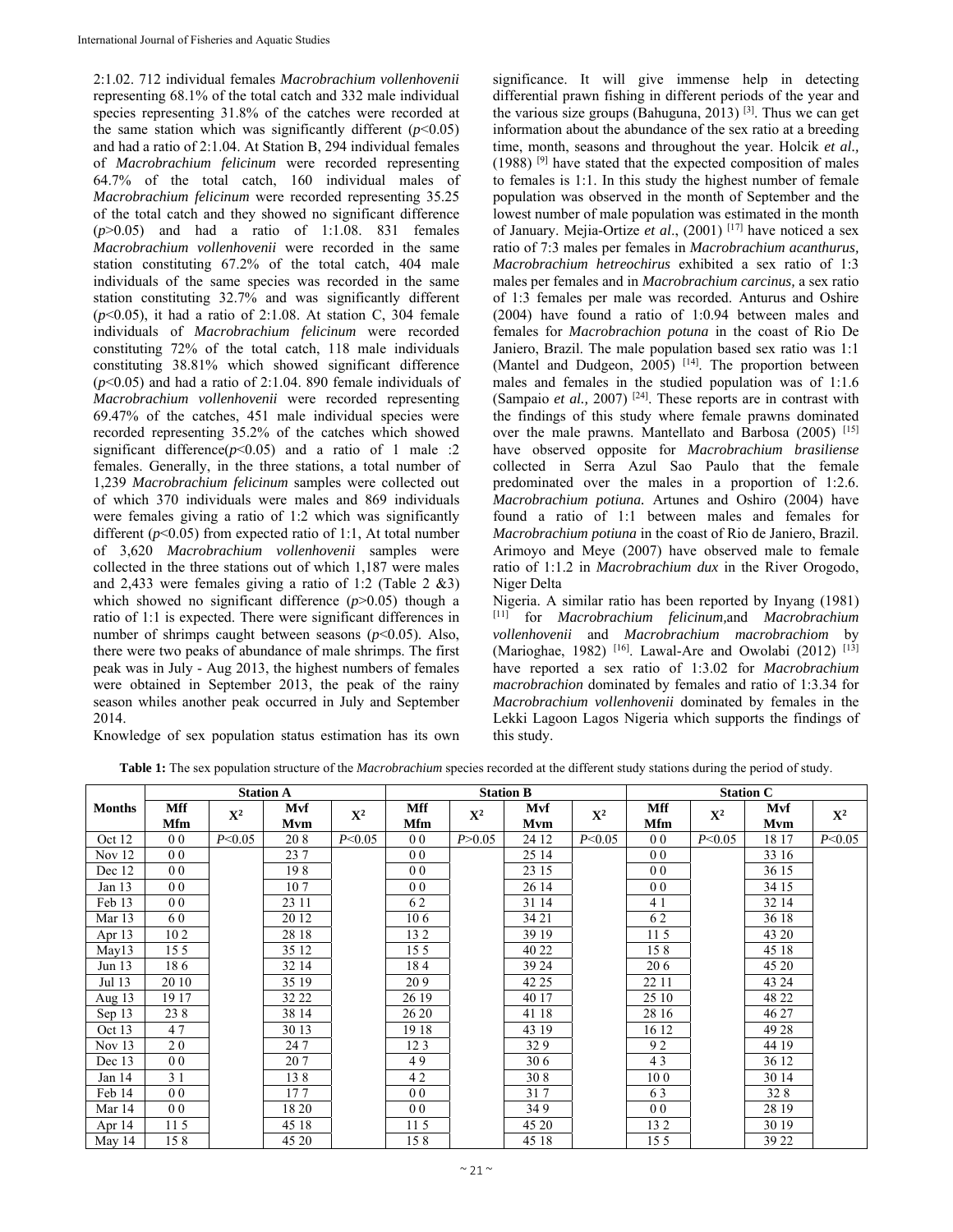2:1.02. 712 individual females *Macrobrachium vollenhovenii* representing 68.1% of the total catch and 332 male individual species representing 31.8% of the catches were recorded at the same station which was significantly different ($p<0.05$) and had a ratio of 2:1.04. At Station B, 294 individual females of *Macrobrachium felicinum* were recorded representing 64.7% of the total catch, 160 individual males of *Macrobrachium felicinum* were recorded representing 35.25 of the total catch and they showed no significant difference ($p>0.05$) and had a ratio of 1:1.08. 831 females *Macrobrachium vollenhovenii* were recorded in the same station constituting 67.2% of the total catch, 404 male individuals of the same species was recorded in the same station constituting 32.7% and was significantly different ($p<0.05$), it had a ratio of 2:1.08. At station C, 304 female individuals of *Macrobrachium felicinum* were recorded constituting 72% of the total catch, 118 male individuals constituting 38.81% which showed significant difference ($p<0.05$) and had a ratio of 2:1.04. 890 female individuals of *Macrobrachium vollenhovenii* were recorded representing 69.47% of the catches, 451 male individual species were recorded representing 35.2% of the catches which showed significant difference($p<0.05$) and a ratio of 1 male :2 females. Generally, in the three stations, a total number of 1,239 *Macrobrachium felicinum* samples were collected out of which 370 individuals were males and 869 individuals were females giving a ratio of 1:2 which was significantly different ($p<0.05$) from expected ratio of 1:1, At total number of 3,620 *Macrobrachium vollenhovenii* samples were collected in the three stations out of which 1,187 were males and 2,433 were females giving a ratio of 1:2 (Table 2 &3) which showed no significant difference ($p>0.05$) though a ratio of 1:1 is expected. There were significant differences in number of shrimps caught between seasons ($p<0.05$). Also, there were two peaks of abundance of male shrimps. The first peak was in July - Aug 2013, the highest numbers of females were obtained in September 2013, the peak of the rainy season whiles another peak occurred in July and September 2014.

Knowledge of sex population status estimation has its own significance. It will give immense help in detecting differential prawn fishing in different periods of the year and the various size groups (Bahuguna, 2013) [3]. Thus we can get information about the abundance of the sex ratio at a breeding time, month, seasons and throughout the year. Holcik *et al.,* (1988) [9] have stated that the expected composition of males to females is 1:1. In this study the highest number of female population was observed in the month of September and the lowest number of male population was estimated in the month of January. Mejia-Ortize *et al*., (2001) [17] have noticed a sex ratio of 7:3 males per females in *Macrobrachium acanthurus, Macrobrachium hetreochirus* exhibited a sex ratio of 1:3 males per females and in *Macrobrachium carcinus,* a sex ratio of 1:3 females per male was recorded. Anturus and Oshire (2004) have found a ratio of 1:0.94 between males and females for *Macrobrachion potuna* in the coast of Rio De Janiero, Brazil. The male population based sex ratio was 1:1 (Mantel and Dudgeon, 2005) [14]. The proportion between males and females in the studied population was of 1:1.6 (Sampaio *et al.,* 2007) [24]. These reports are in contrast with the findings of this study where female prawns dominated over the male prawns. Mantellato and Barbosa (2005) [15] have observed opposite for *Macrobrachium brasiliense* collected in Serra Azul Sao Paulo that the female predominated over the males in a proportion of 1:2.6. *Macrobrachium potiuna.* Artunes and Oshiro (2004) have found a ratio of 1:1 between males and females for *Macrobrachium potiuna* in the coast of Rio de Janeiro, Brazil. Arimoyo and Meye (2007) have observed male to female ratio of 1:1.2 in *Macrobrachium dux* in the River Orogodo, Niger Delta

Nigeria. A similar ratio has been reported by Inyang (1981) [11] for *Macrobrachium felicinum,*and *Macrobrachium vollenhovenii* and *Macrobrachium macrobrachiom* by (Marioghae, 1982) [16]. Lawal-Are and Owolabi (2012) [13] have reported a sex ratio of 1:3.02 for *Macrobrachium macrobrachion* dominated by females and ratio of 1:3.34 for *Macrobrachium vollenhovenii* dominated by females in the Lekki Lagoon Lagos Nigeria which supports the findings of this study.

**Table 1:** The sex population structure of the *Macrobrachium* species recorded at the different study stations during the period of study.

| Months | Station A | | | | Station B | | | | Station C | | | |
|---|---|---|---|---|---|---|---|---|---|---|---|---|
| | Mff Mfm | $X^2$ | Mvf Mvm | $X^2$ | Mff Mfm | $X^2$ | Mvf Mvm | $X^2$ | Mff Mfm | $X^2$ | Mvf Mvm | $X^2$ |
| Oct 12 | 0 0 | $P<0.05$ | 20 8 | $P<0.05$ | 0 0 | $P>0.05$ | 24 12 | $P<0.05$ | 0 0 | $P<0.05$ | 18 17 | $P<0.05$ |
| Nov 12 | 0 0 | | 23 7 | | 0 0 | | 25 14 | | 0 0 | | 33 16 | |
| Dec 12 | 0 0 | | 19 8 | | 0 0 | | 23 15 | | 0 0 | | 36 15 | |
| Jan 13 | 0 0 | | 10 7 | | 0 0 | | 26 14 | | 0 0 | | 34 15 | |
| Feb 13 | 0 0 | | 23 11 | | 6 2 | | 31 14 | | 4 1 | | 32 14 | |
| Mar 13 | 6 0 | | 20 12 | | 10 6 | | 34 21 | | 6 2 | | 36 18 | |
| Apr 13 | 10 2 | | 28 18 | | 13 2 | | 39 19 | | 11 5 | | 43 20 | |
| May13 | 15 5 | | 35 12 | | 15 5 | | 40 22 | | 15 8 | | 45 18 | |
| Jun 13 | 18 6 | | 32 14 | | 18 4 | | 39 24 | | 20 6 | | 45 20 | |
| Jul 13 | 20 10 | | 35 19 | | 20 9 | | 42 25 | | 22 11 | | 43 24 | |
| Aug 13 | 19 17 | | 32 22 | | 26 19 | | 40 17 | | 25 10 | | 48 22 | |
| Sep 13 | 23 8 | | 38 14 | | 26 20 | | 41 18 | | 28 16 | | 46 27 | |
| Oct 13 | 4 7 | | 30 13 | | 19 18 | | 43 19 | | 16 12 | | 49 28 | |
| Nov 13 | 2 0 | | 24 7 | | 12 3 | | 32 9 | | 9 2 | | 44 19 | |
| Dec 13 | 0 0 | | 20 7 | | 4 9 | | 30 6 | | 4 3 | | 36 12 | |
| Jan 14 | 3 1 | | 13 8 | | 4 2 | | 30 8 | | 10 0 | | 30 14 | |
| Feb 14 | 0 0 | | 17 7 | | 0 0 | | 31 7 | | 6 3 | | 32 8 | |
| Mar 14 | 0 0 | | 18 20 | | 0 0 | | 34 9 | | 0 0 | | 28 19 | |
| Apr 14 | 11 5 | | 45 18 | | 11 5 | | 45 20 | | 13 2 | | 30 19 | |
| May 14 | 15 8 | | 45 20 | | 15 8 | | 45 18 | | 15 5 | | 39 22 | |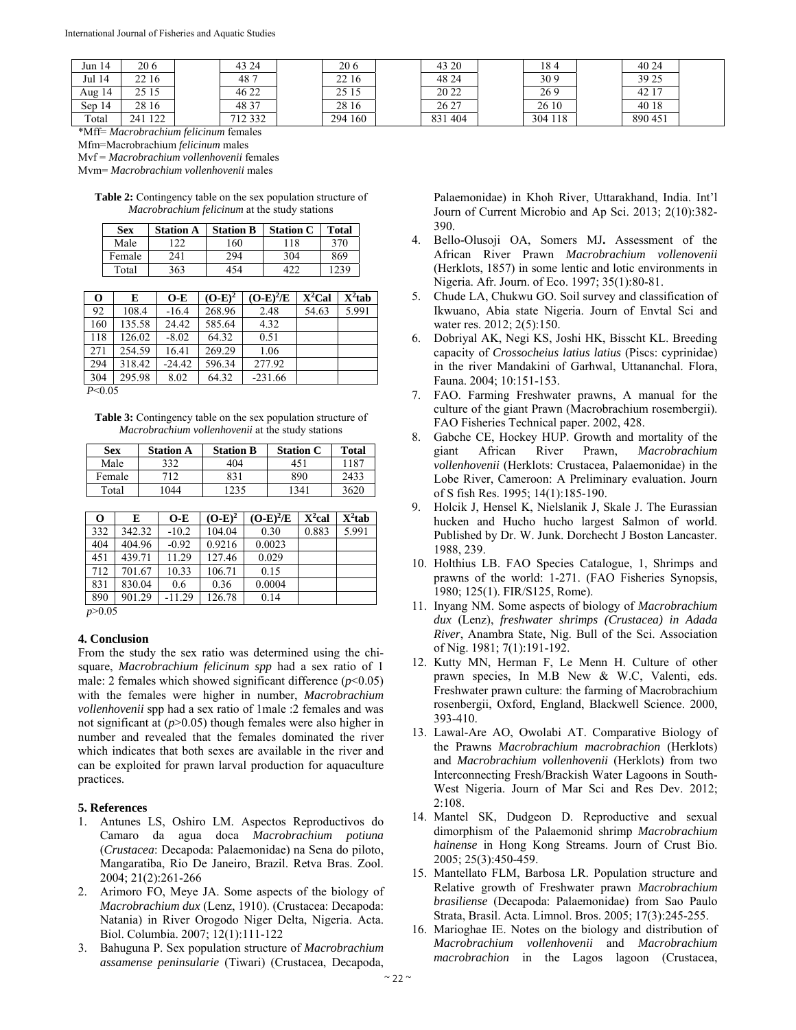| Jun 14 | 20 6 | | 43 24 | | 20 6 | | 43 20 | | 18 4 | | 40 24 | |
|---|---|---|---|---|---|---|---|---|---|---|---|---|
| Jul 14 | 22 16 | | 48 7 | | 22 16 | | 48 24 | | 30 9 | | 39 25 | |
| Aug 14 | 25 15 | | 46 22 | | 25 15 | | 20 22 | | 26 9 | | 42 17 | |
| Sep 14 | 28 16 | | 48 37 | | 28 16 | | 26 27 | | 26 10 | | 40 18 | |
| Total | 241 122 | | 712 332 | | 294 160 | | 831 404 | | 304 118 | | 890 451 | |

*Mff= *Macrobrachium felicinum* females

Mfm=Macrobrachium *felicinum* males

Mvf = *Macrobrachium vollenhovenii* females

Mvm= *Macrobrachium vollenhovenii* males

**Table 2:** Contingency table on the sex population structure of *Macrobrachium felicinum* at the study stations

| Sex | Station A | Station B | Station C | Total |
|---|---|---|---|---|
| Male | 122 | 160 | 118 | 370 |
| Female | 241 | 294 | 304 | 869 |
| Total | 363 | 454 | 422 | 1239 |

| O | E | O-E | $(O-E)^2$ | $(O-E)^2/E$ | $X^2$Cal | $X^2$tab |
|---|---|---|---|---|---|---|
| 92 | 108.4 | -16.4 | 268.96 | 2.48 | 54.63 | 5.991 |
| 160 | 135.58 | 24.42 | 585.64 | 4.32 | | |
| 118 | 126.02 | -8.02 | 64.32 | 0.51 | | |
| 271 | 254.59 | 16.41 | 269.29 | 1.06 | | |
| 294 | 318.42 | -24.42 | 596.34 | 277.92 | | |
| 304 | 295.98 | 8.02 | 64.32 | -231.66 | | |

$P<0.05$

**Table 3:** Contingency table on the sex population structure of *Macrobrachium vollenhovenii* at the study stations

| Sex | Station A | Station B | Station C | Total |
|---|---|---|---|---|
| Male | 332 | 404 | 451 | 1187 |
| Female | 712 | 831 | 890 | 2433 |
| Total | 1044 | 1235 | 1341 | 3620 |

| O | E | O-E | $(O-E)^2$ | $(O-E)^2/E$ | $X^2$cal | $X^2$tab |
|---|---|---|---|---|---|---|
| 332 | 342.32 | -10.2 | 104.04 | 0.30 | 0.883 | 5.991 |
| 404 | 404.96 | -0.92 | 0.9216 | 0.0023 | | |
| 451 | 439.71 | 11.29 | 127.46 | 0.029 | | |
| 712 | 701.67 | 10.33 | 106.71 | 0.15 | | |
| 831 | 830.04 | 0.6 | 0.36 | 0.0004 | | |
| 890 | 901.29 | -11.29 | 126.78 | 0.14 | | |

$p>0.05$

## 4. Conclusion

From the study the sex ratio was determined using the chi-square, *Macrobrachium felicinum spp* had a sex ratio of 1 male: 2 females which showed significant difference ($p<0.05$) with the females were higher in number, *Macrobrachium vollenhovenii* spp had a sex ratio of 1male :2 females and was not significant at ($p>0.05$) though females were also higher in number and revealed that the females dominated the river which indicates that both sexes are available in the river and can be exploited for prawn larval production for aquaculture practices.

## 5. References

1. Antunes LS, Oshiro LM. Aspectos Reproductivos do Camaro da agua doca *Macrobrachium potiuna* (*Crustacea*: Decapoda: Palaemonidae) na Sena do piloto, Mangaratiba, Rio De Janeiro, Brazil. Retva Bras. Zool. 2004; 21(2):261-266
2. Arimoro FO, Meye JA. Some aspects of the biology of *Macrobrachium dux* (Lenz, 1910). (Crustacea: Decapoda: Natania) in River Orogodo Niger Delta, Nigeria. Acta. Biol. Columbia. 2007; 12(1):111-122
3. Bahuguna P. Sex population structure of *Macrobrachium assamense peninsularie* (Tiwari) (Crustacea, Decapoda, Palaemonidae) in Khoh River, Uttarakhand, India. Int'l Journ of Current Microbio and Ap Sci. 2013; 2(10):382-390.
4. Bello-Olusoji OA, Somers MJ**.** Assessment of the African River Prawn *Macrobrachium vollenovenii* (Herklots, 1857) in some lentic and lotic environments in Nigeria. Afr. Journ. of Eco. 1997; 35(1):80-81.
5. Chude LA, Chukwu GO. Soil survey and classification of Ikwuano, Abia state Nigeria. Journ of Envtal Sci and water res. 2012; 2(5):150.
6. Dobriyal AK, Negi KS, Joshi HK, Bisscht KL. Breeding capacity of *Crossocheius latius latius* (Piscs: cyprinidae) in the river Mandakini of Garhwal, Uttananchal. Flora, Fauna. 2004; 10:151-153.
7. FAO. Farming Freshwater prawns, A manual for the culture of the giant Prawn (Macrobrachium rosembergii). FAO Fisheries Technical paper. 2002, 428.
8. Gabche CE, Hockey HUP. Growth and mortality of the giant African River Prawn, *Macrobrachium vollenhovenii* (Herklots: Crustacea, Palaemonidae) in the Lobe River, Cameroon: A Preliminary evaluation. Journ of S fish Res. 1995; 14(1):185-190.
9. Holcik J, Hensel K, Nielslanik J, Skale J. The Eurassian hucken and Hucho hucho largest Salmon of world. Published by Dr. W. Junk. Dorchecht J Boston Lancaster. 1988, 239.
10. Holthius LB. FAO Species Catalogue, 1, Shrimps and prawns of the world: 1-271. (FAO Fisheries Synopsis, 1980; 125(1). FIR/S125, Rome).
11. Inyang NM. Some aspects of biology of *Macrobrachium dux* (Lenz), *freshwater shrimps (Crustacea) in Adada River*, Anambra State, Nig. Bull of the Sci. Association of Nig. 1981; 7(1):191-192.
12. Kutty MN, Herman F, Le Menn H. Culture of other prawn species, In M.B New & W.C, Valenti, eds. Freshwater prawn culture: the farming of Macrobrachium rosenbergii, Oxford, England, Blackwell Science. 2000, 393-410.
13. Lawal-Are AO, Owolabi AT. Comparative Biology of the Prawns *Macrobrachium macrobrachion* (Herklots) and *Macrobrachium vollenhovenii* (Herklots) from two Interconnecting Fresh/Brackish Water Lagoons in South-West Nigeria. Journ of Mar Sci and Res Dev. 2012; 2:108.
14. Mantel SK, Dudgeon D. Reproductive and sexual dimorphism of the Palaemonid shrimp *Macrobrachium hainense* in Hong Kong Streams. Journ of Crust Bio. 2005; 25(3):450-459.
15. Mantellato FLM, Barbosa LR. Population structure and Relative growth of Freshwater prawn *Macrobrachium brasiliense* (Decapoda: Palaemonidae) from Sao Paulo Strata, Brasil. Acta. Limnol. Bros. 2005; 17(3):245-255.
16. Marioghae IE. Notes on the biology and distribution of *Macrobrachium vollenhovenii* and *Macrobrachium macrobrachion* in the Lagos lagoon (Crustacea,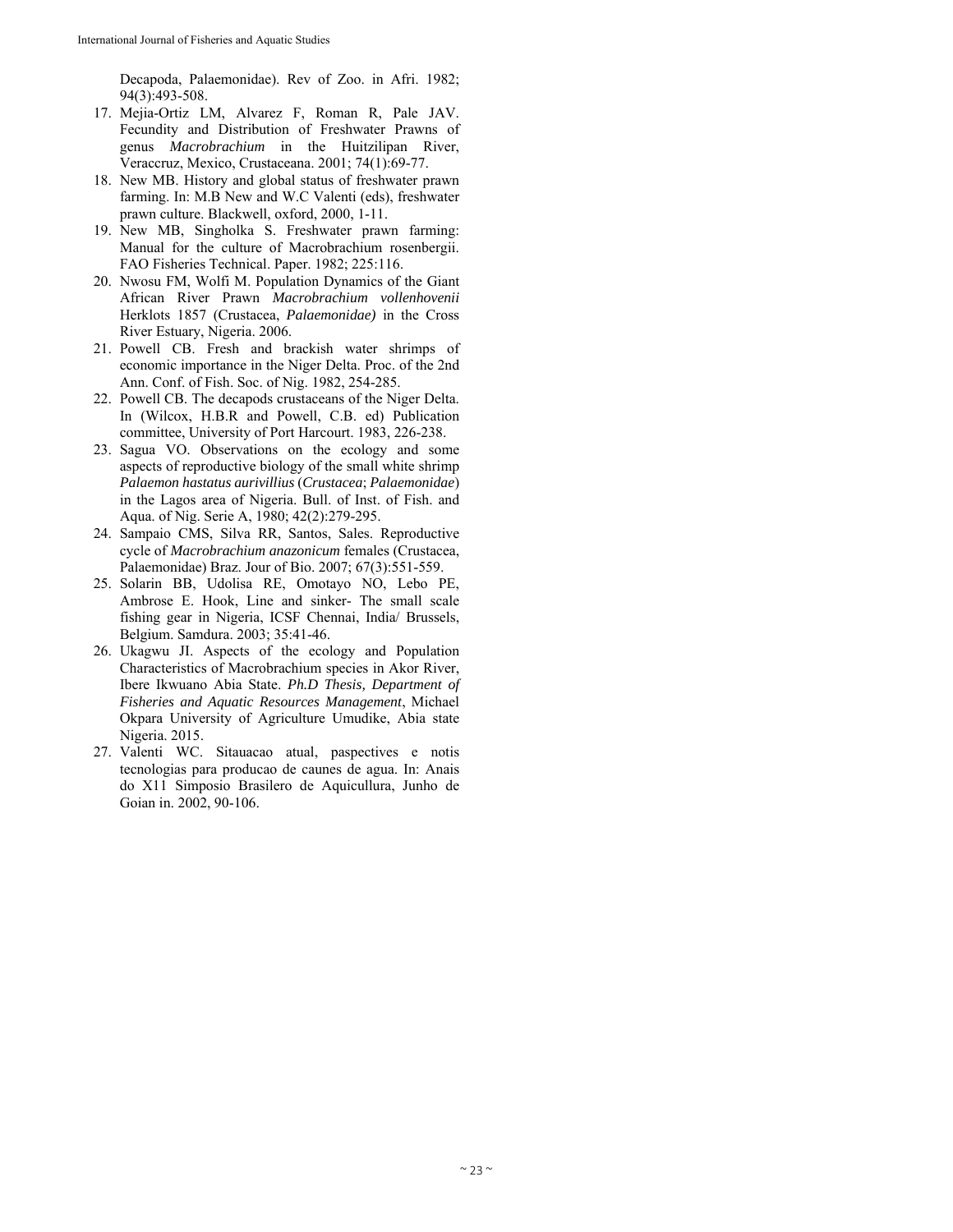Decapoda, Palaemonidae). Rev of Zoo. in Afri. 1982; 94(3):493-508.

17. Mejia-Ortiz LM, Alvarez F, Roman R, Pale JAV. Fecundity and Distribution of Freshwater Prawns of genus *Macrobrachium* in the Huitzilipan River, Veraccruz, Mexico, Crustaceana. 2001; 74(1):69-77.
18. New MB. History and global status of freshwater prawn farming. In: M.B New and W.C Valenti (eds), freshwater prawn culture. Blackwell, oxford, 2000, 1-11.
19. New MB, Singholka S. Freshwater prawn farming: Manual for the culture of Macrobrachium rosenbergii. FAO Fisheries Technical. Paper. 1982; 225:116.
20. Nwosu FM, Wolfi M. Population Dynamics of the Giant African River Prawn *Macrobrachium vollenhovenii* Herklots 1857 (Crustacea, *Palaemonidae)* in the Cross River Estuary, Nigeria. 2006.
21. Powell CB. Fresh and brackish water shrimps of economic importance in the Niger Delta. Proc. of the 2nd Ann. Conf. of Fish. Soc. of Nig. 1982, 254-285.
22. Powell CB. The decapods crustaceans of the Niger Delta. In (Wilcox, H.B.R and Powell, C.B. ed) Publication committee, University of Port Harcourt. 1983, 226-238.
23. Sagua VO. Observations on the ecology and some aspects of reproductive biology of the small white shrimp *Palaemon hastatus aurivillius* (*Crustacea*; *Palaemonidae*) in the Lagos area of Nigeria. Bull. of Inst. of Fish. and Aqua. of Nig. Serie A, 1980; 42(2):279-295.
24. Sampaio CMS, Silva RR, Santos, Sales. Reproductive cycle of *Macrobrachium anazonicum* females (Crustacea, Palaemonidae) Braz. Jour of Bio. 2007; 67(3):551-559.
25. Solarin BB, Udolisa RE, Omotayo NO, Lebo PE, Ambrose E. Hook, Line and sinker- The small scale fishing gear in Nigeria, ICSF Chennai, India/ Brussels, Belgium. Samdura. 2003; 35:41-46.
26. Ukagwu JI. Aspects of the ecology and Population Characteristics of Macrobrachium species in Akor River, Ibere Ikwuano Abia State. *Ph.D Thesis, Department of Fisheries and Aquatic Resources Management*, Michael Okpara University of Agriculture Umudike, Abia state Nigeria. 2015.
27. Valenti WC. Sitauacao atual, paspectives e notis tecnologias para producao de caunes de agua. In: Anais do X11 Simposio Brasilero de Aquicullura, Junho de Goian in. 2002, 90-106.